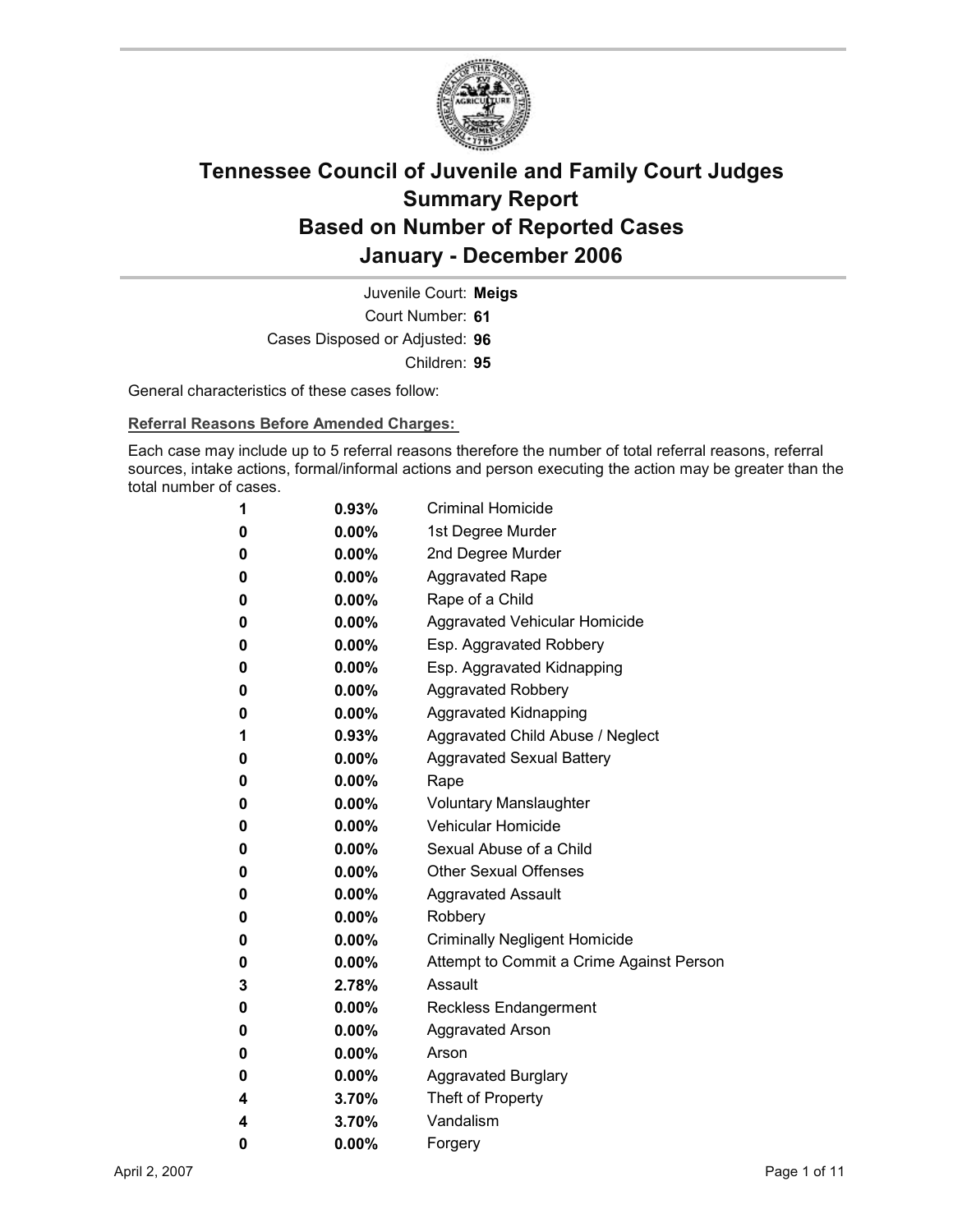# Tennessee Council of Juvenile and Family Court Judges
# Summary Report
# Based on Number of Reported Cases
# January - December 2006

Juvenile Court: **Meigs**
Court Number: **61**
Cases Disposed or Adjusted: **96**
Children: **95**

General characteristics of these cases follow:

**Referral Reasons Before Amended Charges:**

Each case may include up to 5 referral reasons therefore the number of total referral reasons, referral sources, intake actions, formal/informal actions and person executing the action may be greater than the total number of cases.

| Count | Percent | Referral Reason |
|---|---|---|
| 1 | 0.93% | Criminal Homicide |
| 0 | 0.00% | 1st Degree Murder |
| 0 | 0.00% | 2nd Degree Murder |
| 0 | 0.00% | Aggravated Rape |
| 0 | 0.00% | Rape of a Child |
| 0 | 0.00% | Aggravated Vehicular Homicide |
| 0 | 0.00% | Esp. Aggravated Robbery |
| 0 | 0.00% | Esp. Aggravated Kidnapping |
| 0 | 0.00% | Aggravated Robbery |
| 0 | 0.00% | Aggravated Kidnapping |
| 1 | 0.93% | Aggravated Child Abuse / Neglect |
| 0 | 0.00% | Aggravated Sexual Battery |
| 0 | 0.00% | Rape |
| 0 | 0.00% | Voluntary Manslaughter |
| 0 | 0.00% | Vehicular Homicide |
| 0 | 0.00% | Sexual Abuse of a Child |
| 0 | 0.00% | Other Sexual Offenses |
| 0 | 0.00% | Aggravated Assault |
| 0 | 0.00% | Robbery |
| 0 | 0.00% | Criminally Negligent Homicide |
| 0 | 0.00% | Attempt to Commit a Crime Against Person |
| 3 | 2.78% | Assault |
| 0 | 0.00% | Reckless Endangerment |
| 0 | 0.00% | Aggravated Arson |
| 0 | 0.00% | Arson |
| 0 | 0.00% | Aggravated Burglary |
| 4 | 3.70% | Theft of Property |
| 4 | 3.70% | Vandalism |
| 0 | 0.00% | Forgery |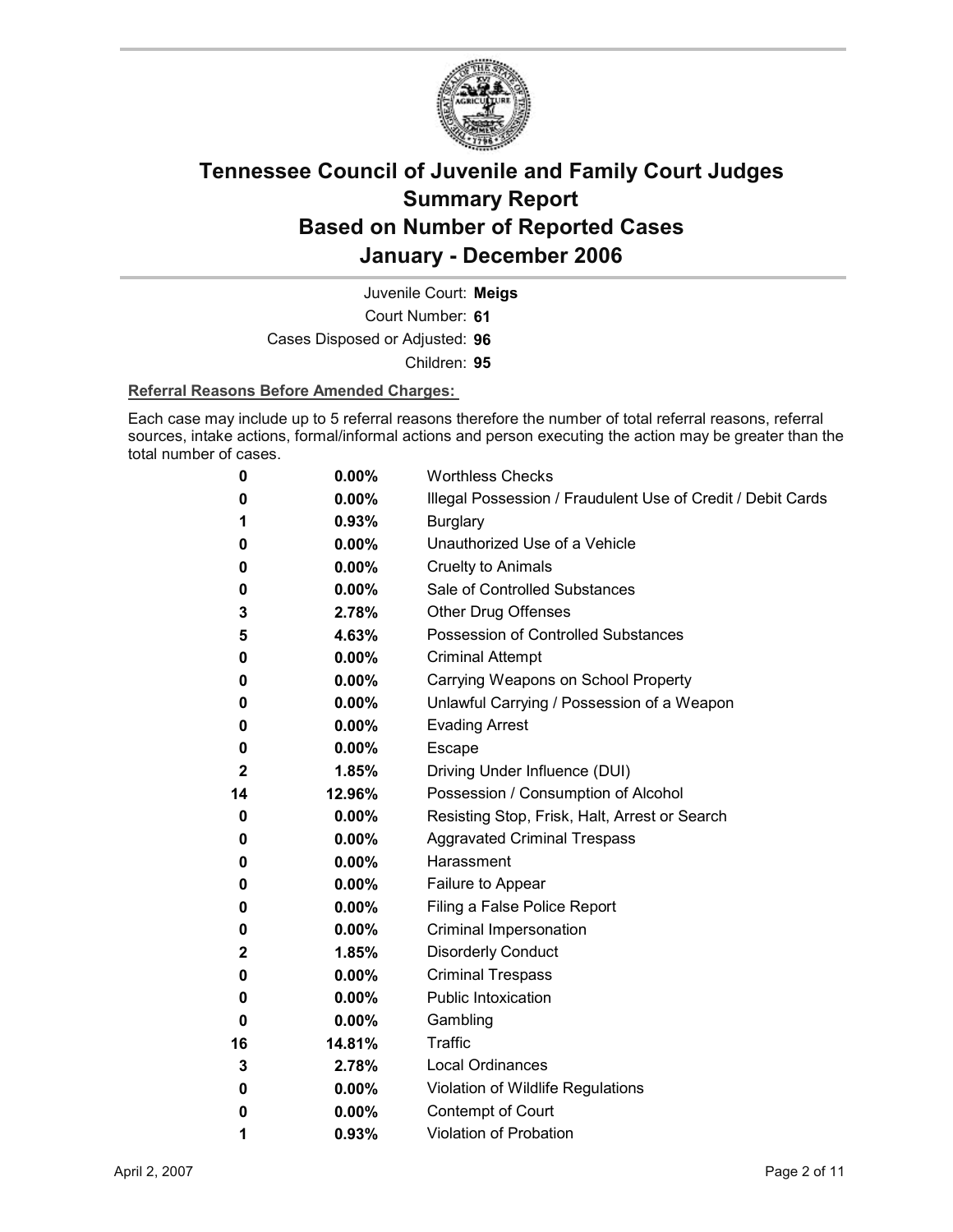# Tennessee Council of Juvenile and Family Court Judges
# Summary Report
# Based on Number of Reported Cases
# January - December 2006

Juvenile Court: **Meigs**
Court Number: **61**
Cases Disposed or Adjusted: **96**
Children: **95**

**Referral Reasons Before Amended Charges:**

Each case may include up to 5 referral reasons therefore the number of total referral reasons, referral sources, intake actions, formal/informal actions and person executing the action may be greater than the total number of cases.

| Count | Percent | Referral Reason |
|---|---|---|
| 0 | 0.00% | Worthless Checks |
| 0 | 0.00% | Illegal Possession / Fraudulent Use of Credit / Debit Cards |
| 1 | 0.93% | Burglary |
| 0 | 0.00% | Unauthorized Use of a Vehicle |
| 0 | 0.00% | Cruelty to Animals |
| 0 | 0.00% | Sale of Controlled Substances |
| 3 | 2.78% | Other Drug Offenses |
| 5 | 4.63% | Possession of Controlled Substances |
| 0 | 0.00% | Criminal Attempt |
| 0 | 0.00% | Carrying Weapons on School Property |
| 0 | 0.00% | Unlawful Carrying / Possession of a Weapon |
| 0 | 0.00% | Evading Arrest |
| 0 | 0.00% | Escape |
| 2 | 1.85% | Driving Under Influence (DUI) |
| 14 | 12.96% | Possession / Consumption of Alcohol |
| 0 | 0.00% | Resisting Stop, Frisk, Halt, Arrest or Search |
| 0 | 0.00% | Aggravated Criminal Trespass |
| 0 | 0.00% | Harassment |
| 0 | 0.00% | Failure to Appear |
| 0 | 0.00% | Filing a False Police Report |
| 0 | 0.00% | Criminal Impersonation |
| 2 | 1.85% | Disorderly Conduct |
| 0 | 0.00% | Criminal Trespass |
| 0 | 0.00% | Public Intoxication |
| 0 | 0.00% | Gambling |
| 16 | 14.81% | Traffic |
| 3 | 2.78% | Local Ordinances |
| 0 | 0.00% | Violation of Wildlife Regulations |
| 0 | 0.00% | Contempt of Court |
| 1 | 0.93% | Violation of Probation |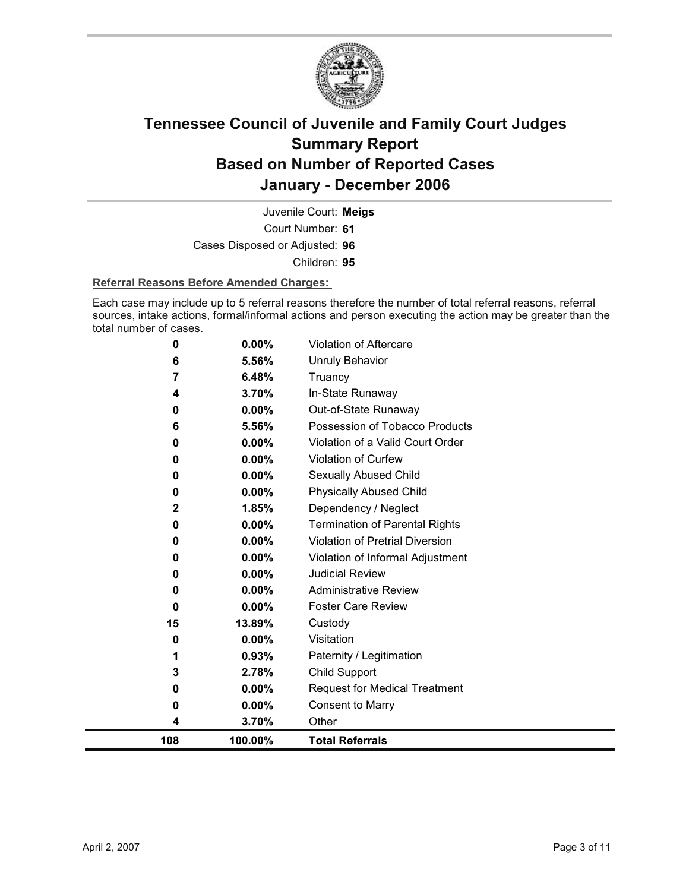# Tennessee Council of Juvenile and Family Court Judges
# Summary Report
# Based on Number of Reported Cases
# January - December 2006

Juvenile Court: **Meigs**

Court Number: **61**

Cases Disposed or Adjusted: **96**

Children: **95**

**Referral Reasons Before Amended Charges:**

Each case may include up to 5 referral reasons therefore the number of total referral reasons, referral sources, intake actions, formal/informal actions and person executing the action may be greater than the total number of cases.

| | | |
|---|---|---|
| 0 | 0.00% | Violation of Aftercare |
| 6 | 5.56% | Unruly Behavior |
| 7 | 6.48% | Truancy |
| 4 | 3.70% | In-State Runaway |
| 0 | 0.00% | Out-of-State Runaway |
| 6 | 5.56% | Possession of Tobacco Products |
| 0 | 0.00% | Violation of a Valid Court Order |
| 0 | 0.00% | Violation of Curfew |
| 0 | 0.00% | Sexually Abused Child |
| 0 | 0.00% | Physically Abused Child |
| 2 | 1.85% | Dependency / Neglect |
| 0 | 0.00% | Termination of Parental Rights |
| 0 | 0.00% | Violation of Pretrial Diversion |
| 0 | 0.00% | Violation of Informal Adjustment |
| 0 | 0.00% | Judicial Review |
| 0 | 0.00% | Administrative Review |
| 0 | 0.00% | Foster Care Review |
| 15 | 13.89% | Custody |
| 0 | 0.00% | Visitation |
| 1 | 0.93% | Paternity / Legitimation |
| 3 | 2.78% | Child Support |
| 0 | 0.00% | Request for Medical Treatment |
| 0 | 0.00% | Consent to Marry |
| 4 | 3.70% | Other |
| **108** | **100.00%** | **Total Referrals** |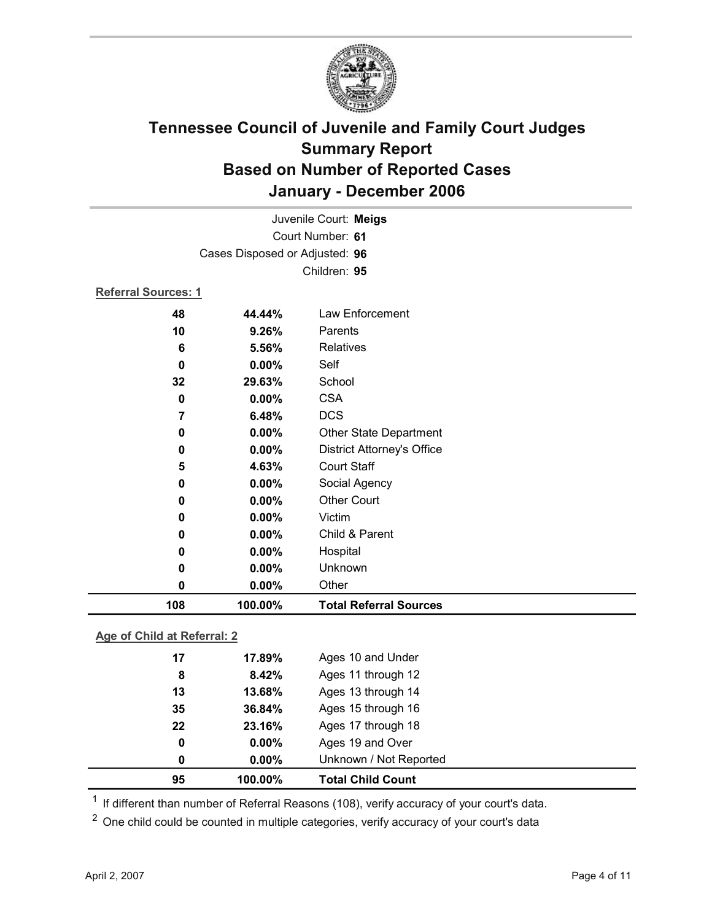# Tennessee Council of Juvenile and Family Court Judges
## Summary Report
## Based on Number of Reported Cases
## January - December 2006

Juvenile Court: **Meigs**
Court Number: **61**
Cases Disposed or Adjusted: **96**
Children: **95**

**Referral Sources: 1**

| | | |
|---|---|---|
| 48 | 44.44% | Law Enforcement |
| 10 | 9.26% | Parents |
| 6 | 5.56% | Relatives |
| 0 | 0.00% | Self |
| 32 | 29.63% | School |
| 0 | 0.00% | CSA |
| 7 | 6.48% | DCS |
| 0 | 0.00% | Other State Department |
| 0 | 0.00% | District Attorney's Office |
| 5 | 4.63% | Court Staff |
| 0 | 0.00% | Social Agency |
| 0 | 0.00% | Other Court |
| 0 | 0.00% | Victim |
| 0 | 0.00% | Child & Parent |
| 0 | 0.00% | Hospital |
| 0 | 0.00% | Unknown |
| 0 | 0.00% | Other |
| **108** | **100.00%** | **Total Referral Sources** |

**Age of Child at Referral: 2**

| | | |
|---|---|---|
| 17 | 17.89% | Ages 10 and Under |
| 8 | 8.42% | Ages 11 through 12 |
| 13 | 13.68% | Ages 13 through 14 |
| 35 | 36.84% | Ages 15 through 16 |
| 22 | 23.16% | Ages 17 through 18 |
| 0 | 0.00% | Ages 19 and Over |
| 0 | 0.00% | Unknown / Not Reported |
| **95** | **100.00%** | **Total Child Count** |

[1] If different than number of Referral Reasons (108), verify accuracy of your court's data.

[2] One child could be counted in multiple categories, verify accuracy of your court's data

April 2, 2007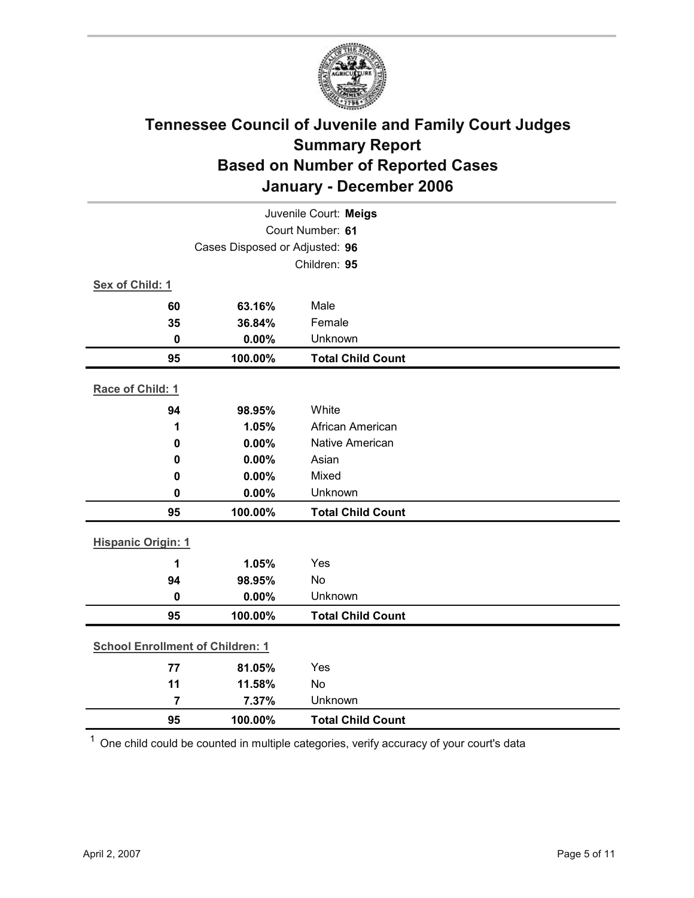# Tennessee Council of Juvenile and Family Court Judges
## Summary Report
## Based on Number of Reported Cases
## January - December 2006

Juvenile Court: **Meigs**
Court Number: **61**
Cases Disposed or Adjusted: **96**
Children: **95**

**Sex of Child: 1**

| | | |
|---|---|---|
| **60** | **63.16%** | Male |
| **35** | **36.84%** | Female |
| **0** | **0.00%** | Unknown |
| **95** | **100.00%** | **Total Child Count** |

**Race of Child: 1**

| | | |
|---|---|---|
| **94** | **98.95%** | White |
| **1** | **1.05%** | African American |
| **0** | **0.00%** | Native American |
| **0** | **0.00%** | Asian |
| **0** | **0.00%** | Mixed |
| **0** | **0.00%** | Unknown |
| **95** | **100.00%** | **Total Child Count** |

**Hispanic Origin: 1**

| | | |
|---|---|---|
| **1** | **1.05%** | Yes |
| **94** | **98.95%** | No |
| **0** | **0.00%** | Unknown |
| **95** | **100.00%** | **Total Child Count** |

**School Enrollment of Children: 1**

| | | |
|---|---|---|
| **77** | **81.05%** | Yes |
| **11** | **11.58%** | No |
| **7** | **7.37%** | Unknown |
| **95** | **100.00%** | **Total Child Count** |

[1] One child could be counted in multiple categories, verify accuracy of your court's data

April 2, 2007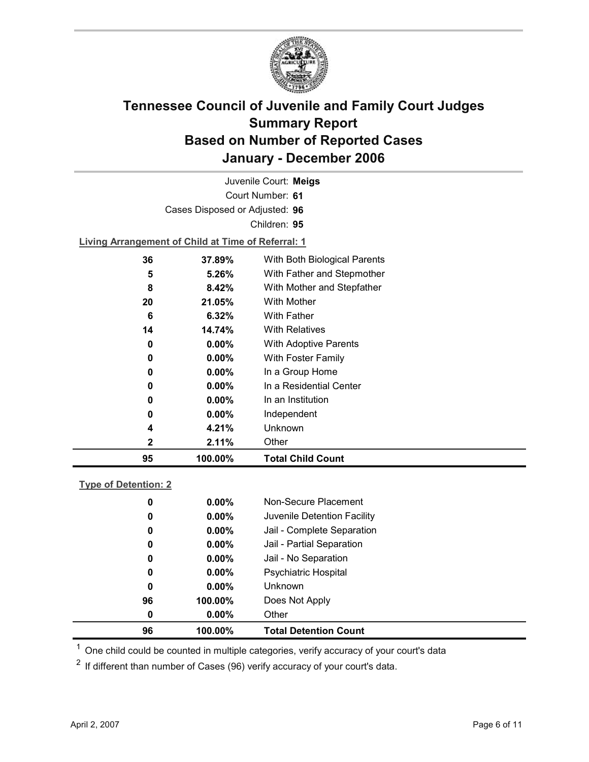# Tennessee Council of Juvenile and Family Court Judges
# Summary Report
# Based on Number of Reported Cases
# January - December 2006

Juvenile Court: **Meigs**

Court Number: **61**

Cases Disposed or Adjusted: **96**

Children: **95**

**Living Arrangement of Child at Time of Referral: 1**

| Count | Percent | Category |
|---|---|---|
| 36 | 37.89% | With Both Biological Parents |
| 5 | 5.26% | With Father and Stepmother |
| 8 | 8.42% | With Mother and Stepfather |
| 20 | 21.05% | With Mother |
| 6 | 6.32% | With Father |
| 14 | 14.74% | With Relatives |
| 0 | 0.00% | With Adoptive Parents |
| 0 | 0.00% | With Foster Family |
| 0 | 0.00% | In a Group Home |
| 0 | 0.00% | In a Residential Center |
| 0 | 0.00% | In an Institution |
| 0 | 0.00% | Independent |
| 4 | 4.21% | Unknown |
| 2 | 2.11% | Other |
| **95** | **100.00%** | **Total Child Count** |

**Type of Detention: 2**

| Count | Percent | Category |
|---|---|---|
| 0 | 0.00% | Non-Secure Placement |
| 0 | 0.00% | Juvenile Detention Facility |
| 0 | 0.00% | Jail - Complete Separation |
| 0 | 0.00% | Jail - Partial Separation |
| 0 | 0.00% | Jail - No Separation |
| 0 | 0.00% | Psychiatric Hospital |
| 0 | 0.00% | Unknown |
| 96 | 100.00% | Does Not Apply |
| 0 | 0.00% | Other |
| **96** | **100.00%** | **Total Detention Count** |

[1] One child could be counted in multiple categories, verify accuracy of your court's data

[2] If different than number of Cases (96) verify accuracy of your court's data.

April 2, 2007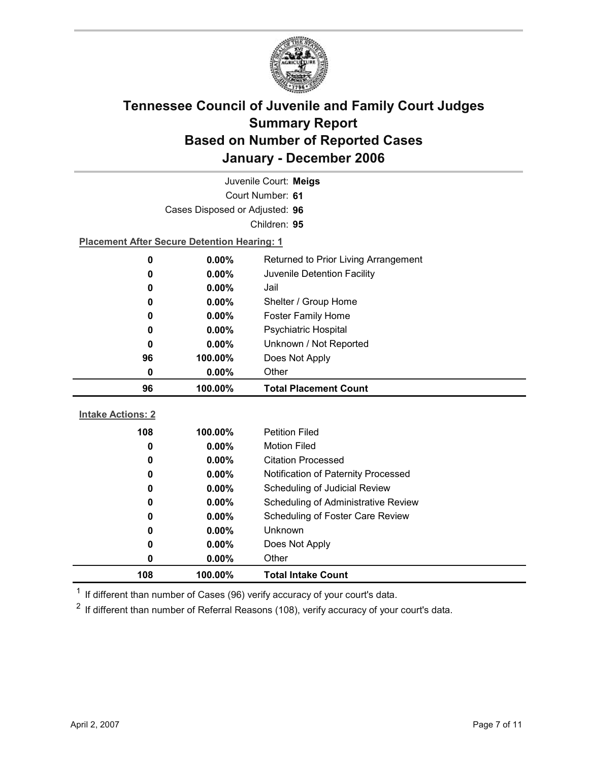# Tennessee Council of Juvenile and Family Court Judges Summary Report Based on Number of Reported Cases January - December 2006

Juvenile Court: **Meigs**

Court Number: **61**

Cases Disposed or Adjusted: **96**

Children: **95**

**Placement After Secure Detention Hearing: 1**

| Count | Percent | Placement |
|---|---|---|
| 0 | 0.00% | Returned to Prior Living Arrangement |
| 0 | 0.00% | Juvenile Detention Facility |
| 0 | 0.00% | Jail |
| 0 | 0.00% | Shelter / Group Home |
| 0 | 0.00% | Foster Family Home |
| 0 | 0.00% | Psychiatric Hospital |
| 0 | 0.00% | Unknown / Not Reported |
| 96 | 100.00% | Does Not Apply |
| 0 | 0.00% | Other |
| **96** | **100.00%** | **Total Placement Count** |

**Intake Actions: 2**

| Count | Percent | Intake Action |
|---|---|---|
| 108 | 100.00% | Petition Filed |
| 0 | 0.00% | Motion Filed |
| 0 | 0.00% | Citation Processed |
| 0 | 0.00% | Notification of Paternity Processed |
| 0 | 0.00% | Scheduling of Judicial Review |
| 0 | 0.00% | Scheduling of Administrative Review |
| 0 | 0.00% | Scheduling of Foster Care Review |
| 0 | 0.00% | Unknown |
| 0 | 0.00% | Does Not Apply |
| 0 | 0.00% | Other |
| **108** | **100.00%** | **Total Intake Count** |

[1] If different than number of Cases (96) verify accuracy of your court's data.

[2] If different than number of Referral Reasons (108), verify accuracy of your court's data.

April 2, 2007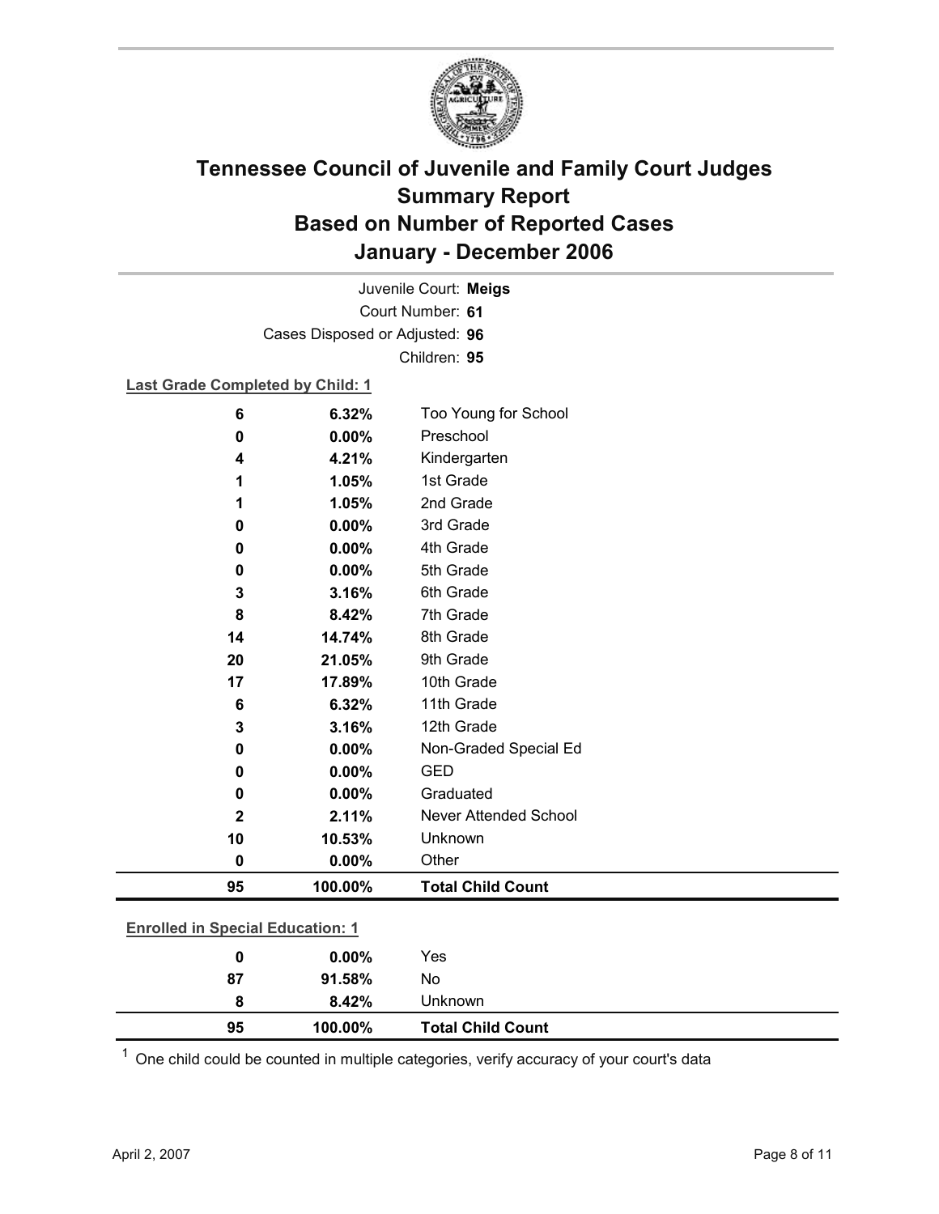# Tennessee Council of Juvenile and Family Court Judges
## Summary Report
## Based on Number of Reported Cases
## January - December 2006

Juvenile Court: **Meigs**
Court Number: **61**
Cases Disposed or Adjusted: **96**
Children: **95**

**Last Grade Completed by Child: 1**

| Count | Percent | Category |
|---|---|---|
| 6 | 6.32% | Too Young for School |
| 0 | 0.00% | Preschool |
| 4 | 4.21% | Kindergarten |
| 1 | 1.05% | 1st Grade |
| 1 | 1.05% | 2nd Grade |
| 0 | 0.00% | 3rd Grade |
| 0 | 0.00% | 4th Grade |
| 0 | 0.00% | 5th Grade |
| 3 | 3.16% | 6th Grade |
| 8 | 8.42% | 7th Grade |
| 14 | 14.74% | 8th Grade |
| 20 | 21.05% | 9th Grade |
| 17 | 17.89% | 10th Grade |
| 6 | 6.32% | 11th Grade |
| 3 | 3.16% | 12th Grade |
| 0 | 0.00% | Non-Graded Special Ed |
| 0 | 0.00% | GED |
| 0 | 0.00% | Graduated |
| 2 | 2.11% | Never Attended School |
| 10 | 10.53% | Unknown |
| 0 | 0.00% | Other |
| **95** | **100.00%** | **Total Child Count** |

**Enrolled in Special Education: 1**

| Count | Percent | Category |
|---|---|---|
| 0 | 0.00% | Yes |
| 87 | 91.58% | No |
| 8 | 8.42% | Unknown |
| **95** | **100.00%** | **Total Child Count** |

[1] One child could be counted in multiple categories, verify accuracy of your court's data

April 2, 2007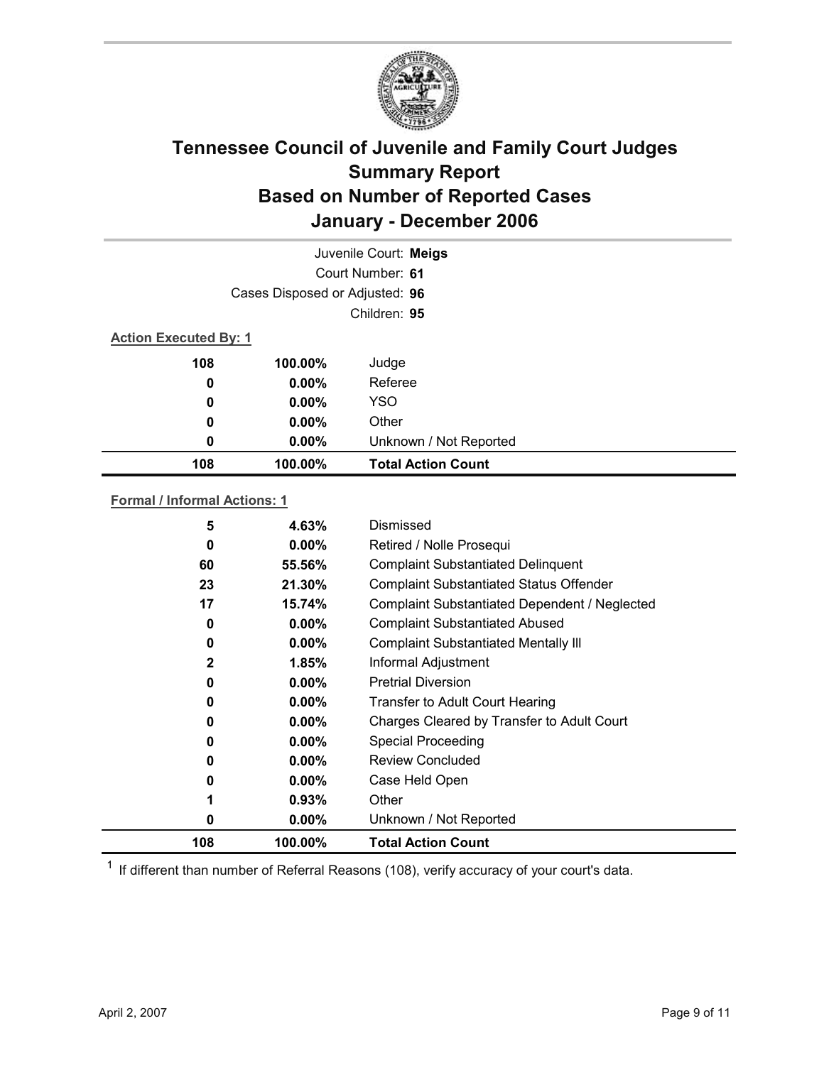# Tennessee Council of Juvenile and Family Court Judges
# Summary Report
# Based on Number of Reported Cases
# January - December 2006

Juvenile Court: **Meigs**
Court Number: **61**
Cases Disposed or Adjusted: **96**
Children: **95**

**Action Executed By: 1**

| | | |
|---|---|---|
| 108 | 100.00% | Judge |
| 0 | 0.00% | Referee |
| 0 | 0.00% | YSO |
| 0 | 0.00% | Other |
| 0 | 0.00% | Unknown / Not Reported |
| **108** | **100.00%** | **Total Action Count** |

**Formal / Informal Actions: 1**

| | | |
|---|---|---|
| 5 | 4.63% | Dismissed |
| 0 | 0.00% | Retired / Nolle Prosequi |
| 60 | 55.56% | Complaint Substantiated Delinquent |
| 23 | 21.30% | Complaint Substantiated Status Offender |
| 17 | 15.74% | Complaint Substantiated Dependent / Neglected |
| 0 | 0.00% | Complaint Substantiated Abused |
| 0 | 0.00% | Complaint Substantiated Mentally Ill |
| 2 | 1.85% | Informal Adjustment |
| 0 | 0.00% | Pretrial Diversion |
| 0 | 0.00% | Transfer to Adult Court Hearing |
| 0 | 0.00% | Charges Cleared by Transfer to Adult Court |
| 0 | 0.00% | Special Proceeding |
| 0 | 0.00% | Review Concluded |
| 0 | 0.00% | Case Held Open |
| 1 | 0.93% | Other |
| 0 | 0.00% | Unknown / Not Reported |
| **108** | **100.00%** | **Total Action Count** |

[1] If different than number of Referral Reasons (108), verify accuracy of your court's data.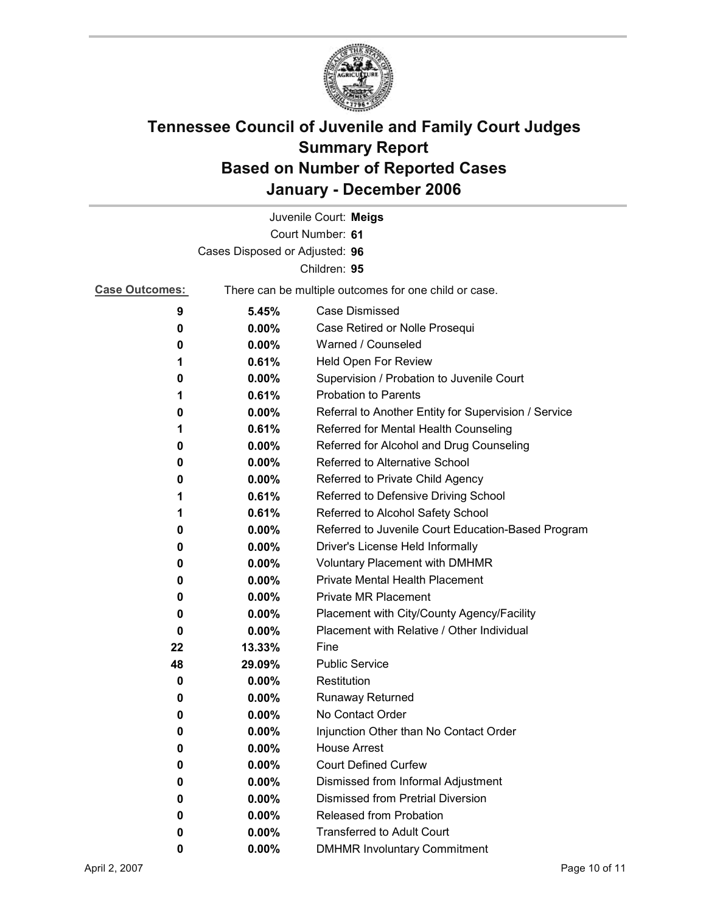# Tennessee Council of Juvenile and Family Court Judges
## Summary Report
## Based on Number of Reported Cases
## January - December 2006

Juvenile Court: **Meigs**
Court Number: **61**
Cases Disposed or Adjusted: **96**
Children: **95**

**Case Outcomes:** There can be multiple outcomes for one child or case.

| Count | Percent | Outcome |
|---|---|---|
| **9** | **5.45%** | Case Dismissed |
| **0** | **0.00%** | Case Retired or Nolle Prosequi |
| **0** | **0.00%** | Warned / Counseled |
| **1** | **0.61%** | Held Open For Review |
| **0** | **0.00%** | Supervision / Probation to Juvenile Court |
| **1** | **0.61%** | Probation to Parents |
| **0** | **0.00%** | Referral to Another Entity for Supervision / Service |
| **1** | **0.61%** | Referred for Mental Health Counseling |
| **0** | **0.00%** | Referred for Alcohol and Drug Counseling |
| **0** | **0.00%** | Referred to Alternative School |
| **0** | **0.00%** | Referred to Private Child Agency |
| **1** | **0.61%** | Referred to Defensive Driving School |
| **1** | **0.61%** | Referred to Alcohol Safety School |
| **0** | **0.00%** | Referred to Juvenile Court Education-Based Program |
| **0** | **0.00%** | Driver's License Held Informally |
| **0** | **0.00%** | Voluntary Placement with DMHMR |
| **0** | **0.00%** | Private Mental Health Placement |
| **0** | **0.00%** | Private MR Placement |
| **0** | **0.00%** | Placement with City/County Agency/Facility |
| **0** | **0.00%** | Placement with Relative / Other Individual |
| **22** | **13.33%** | Fine |
| **48** | **29.09%** | Public Service |
| **0** | **0.00%** | Restitution |
| **0** | **0.00%** | Runaway Returned |
| **0** | **0.00%** | No Contact Order |
| **0** | **0.00%** | Injunction Other than No Contact Order |
| **0** | **0.00%** | House Arrest |
| **0** | **0.00%** | Court Defined Curfew |
| **0** | **0.00%** | Dismissed from Informal Adjustment |
| **0** | **0.00%** | Dismissed from Pretrial Diversion |
| **0** | **0.00%** | Released from Probation |
| **0** | **0.00%** | Transferred to Adult Court |
| **0** | **0.00%** | DMHMR Involuntary Commitment |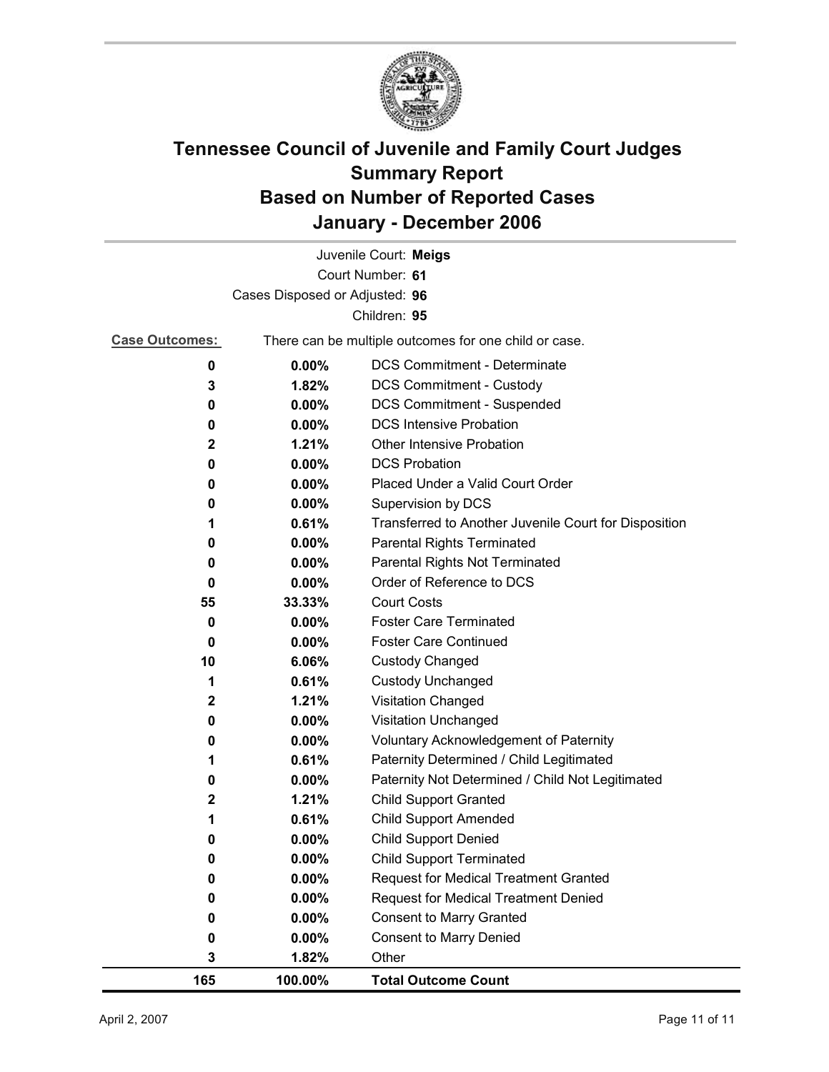# Tennessee Council of Juvenile and Family Court Judges
# Summary Report
# Based on Number of Reported Cases
# January - December 2006

Juvenile Court: **Meigs**

Court Number: **61**

Cases Disposed or Adjusted: **96**

Children: **95**

**Case Outcomes:** There can be multiple outcomes for one child or case.

| | | |
|---|---|---|
| **0** | **0.00%** | DCS Commitment - Determinate |
| **3** | **1.82%** | DCS Commitment - Custody |
| **0** | **0.00%** | DCS Commitment - Suspended |
| **0** | **0.00%** | DCS Intensive Probation |
| **2** | **1.21%** | Other Intensive Probation |
| **0** | **0.00%** | DCS Probation |
| **0** | **0.00%** | Placed Under a Valid Court Order |
| **0** | **0.00%** | Supervision by DCS |
| **1** | **0.61%** | Transferred to Another Juvenile Court for Disposition |
| **0** | **0.00%** | Parental Rights Terminated |
| **0** | **0.00%** | Parental Rights Not Terminated |
| **0** | **0.00%** | Order of Reference to DCS |
| **55** | **33.33%** | Court Costs |
| **0** | **0.00%** | Foster Care Terminated |
| **0** | **0.00%** | Foster Care Continued |
| **10** | **6.06%** | Custody Changed |
| **1** | **0.61%** | Custody Unchanged |
| **2** | **1.21%** | Visitation Changed |
| **0** | **0.00%** | Visitation Unchanged |
| **0** | **0.00%** | Voluntary Acknowledgement of Paternity |
| **1** | **0.61%** | Paternity Determined / Child Legitimated |
| **0** | **0.00%** | Paternity Not Determined / Child Not Legitimated |
| **2** | **1.21%** | Child Support Granted |
| **1** | **0.61%** | Child Support Amended |
| **0** | **0.00%** | Child Support Denied |
| **0** | **0.00%** | Child Support Terminated |
| **0** | **0.00%** | Request for Medical Treatment Granted |
| **0** | **0.00%** | Request for Medical Treatment Denied |
| **0** | **0.00%** | Consent to Marry Granted |
| **0** | **0.00%** | Consent to Marry Denied |
| **3** | **1.82%** | Other |
| **165** | **100.00%** | **Total Outcome Count** |

April 2, 2007